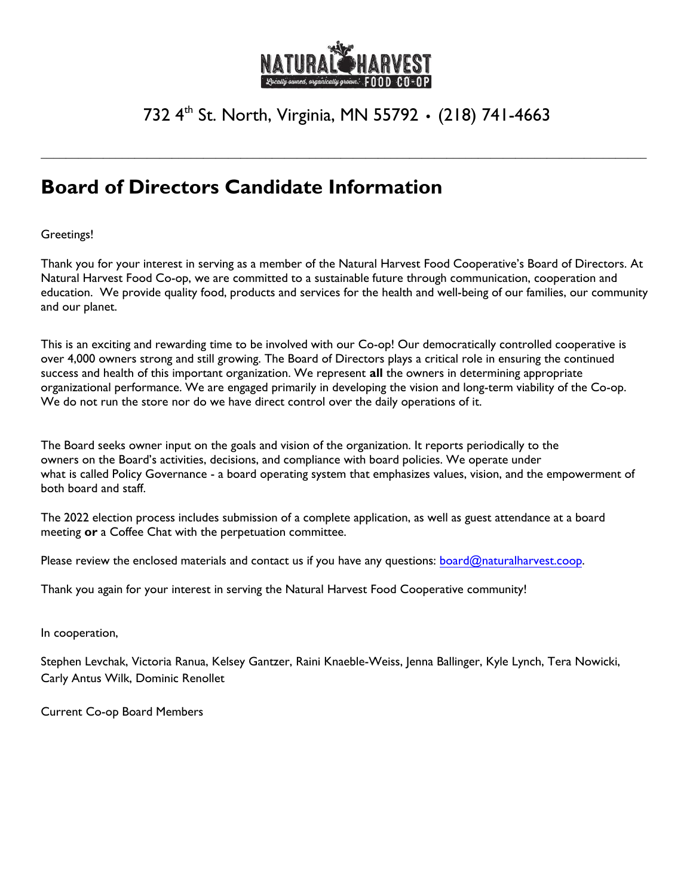NATURAL HARVEST

Locally owned, organically grown. FOOD CO-OP

732 4th St. North, Virginia, MN 55792 • (218) 741-4663

---

# Board of Directors Candidate Information

Greetings!

Thank you for your interest in serving as a member of the Natural Harvest Food Cooperative's Board of Directors. At Natural Harvest Food Co-op, we are committed to a sustainable future through communication, cooperation and education. We provide quality food, products and services for the health and well-being of our families, our community and our planet.

This is an exciting and rewarding time to be involved with our Co-op! Our democratically controlled cooperative is over 4,000 owners strong and still growing. The Board of Directors plays a critical role in ensuring the continued success and health of this important organization. We represent **all** the owners in determining appropriate organizational performance. We are engaged primarily in developing the vision and long-term viability of the Co-op. We do not run the store nor do we have direct control over the daily operations of it.

The Board seeks owner input on the goals and vision of the organization. It reports periodically to the owners on the Board's activities, decisions, and compliance with board policies. We operate under what is called Policy Governance - a board operating system that emphasizes values, vision, and the empowerment of both board and staff.

The 2022 election process includes submission of a complete application, as well as guest attendance at a board meeting **or** a Coffee Chat with the perpetuation committee.

Please review the enclosed materials and contact us if you have any questions: board@naturalharvest.coop.

Thank you again for your interest in serving the Natural Harvest Food Cooperative community!

In cooperation,

Stephen Levchak, Victoria Ranua, Kelsey Gantzer, Raini Knaeble-Weiss, Jenna Ballinger, Kyle Lynch, Tera Nowicki, Carly Antus Wilk, Dominic Renollet

Current Co-op Board Members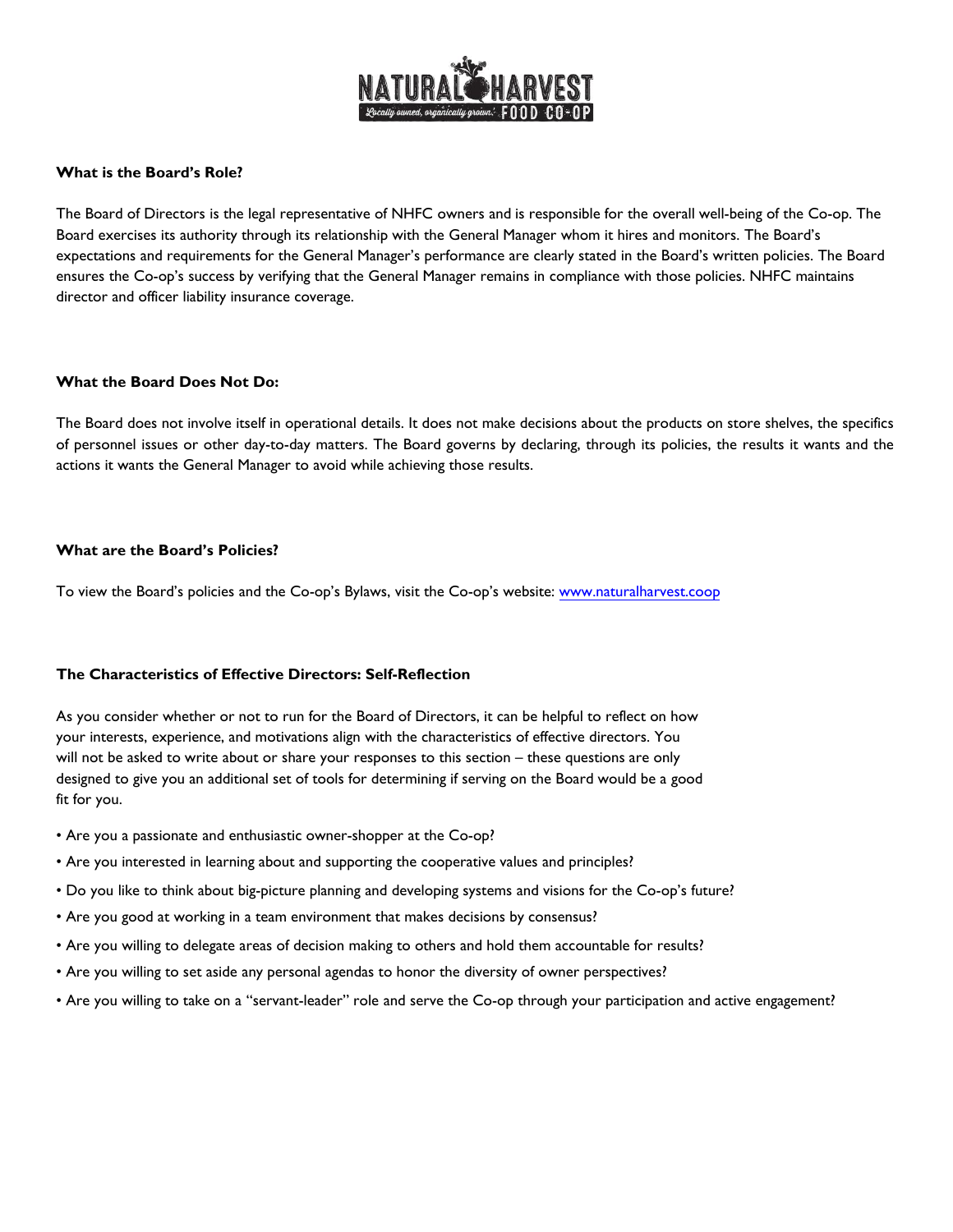### What is the Board's Role?

The Board of Directors is the legal representative of NHFC owners and is responsible for the overall well-being of the Co-op. The Board exercises its authority through its relationship with the General Manager whom it hires and monitors. The Board's expectations and requirements for the General Manager's performance are clearly stated in the Board's written policies. The Board ensures the Co-op's success by verifying that the General Manager remains in compliance with those policies. NHFC maintains director and officer liability insurance coverage.

### What the Board Does Not Do:

The Board does not involve itself in operational details. It does not make decisions about the products on store shelves, the specifics of personnel issues or other day-to-day matters. The Board governs by declaring, through its policies, the results it wants and the actions it wants the General Manager to avoid while achieving those results.

### What are the Board's Policies?

To view the Board's policies and the Co-op's Bylaws, visit the Co-op's website: [www.naturalharvest.coop](http://www.naturalharvest.coop)

### The Characteristics of Effective Directors: Self-Reflection

As you consider whether or not to run for the Board of Directors, it can be helpful to reflect on how your interests, experience, and motivations align with the characteristics of effective directors. You will not be asked to write about or share your responses to this section – these questions are only designed to give you an additional set of tools for determining if serving on the Board would be a good fit for you.

- Are you a passionate and enthusiastic owner-shopper at the Co-op?
- Are you interested in learning about and supporting the cooperative values and principles?
- Do you like to think about big-picture planning and developing systems and visions for the Co-op's future?
- Are you good at working in a team environment that makes decisions by consensus?
- Are you willing to delegate areas of decision making to others and hold them accountable for results?
- Are you willing to set aside any personal agendas to honor the diversity of owner perspectives?
- Are you willing to take on a "servant-leader" role and serve the Co-op through your participation and active engagement?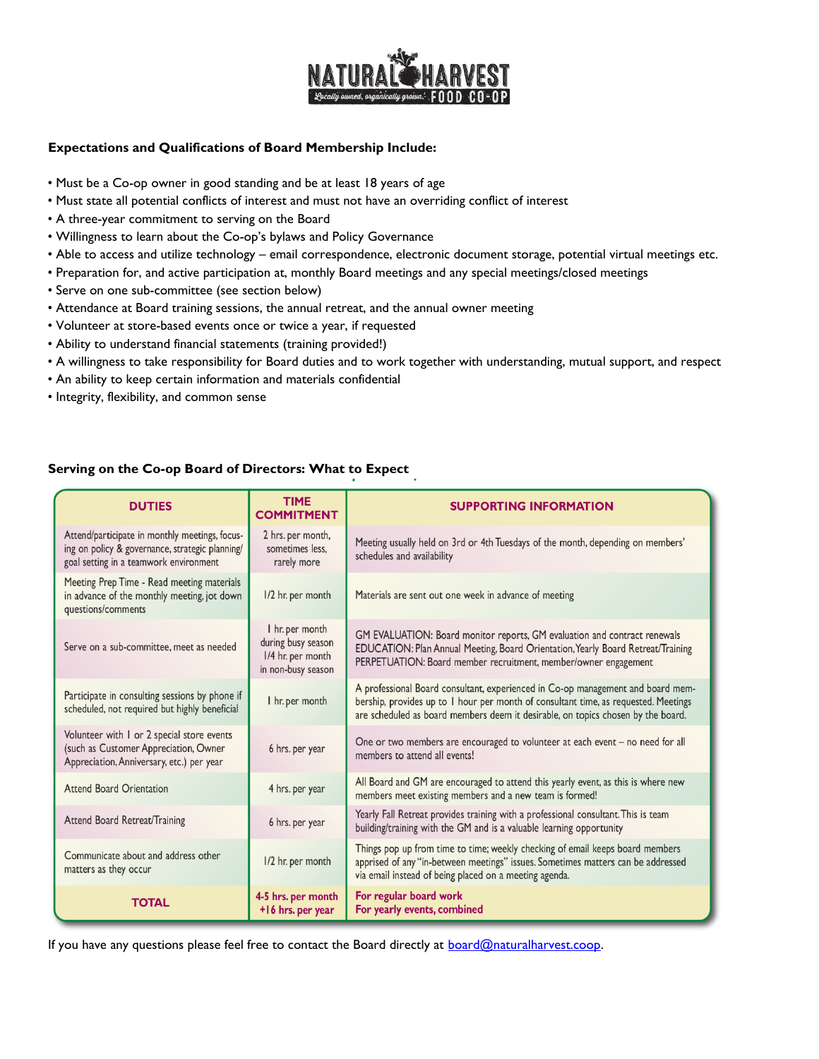**Expectations and Qualifications of Board Membership Include:**

- Must be a Co-op owner in good standing and be at least 18 years of age
- Must state all potential conflicts of interest and must not have an overriding conflict of interest
- A three-year commitment to serving on the Board
- Willingness to learn about the Co-op's bylaws and Policy Governance
- Able to access and utilize technology – email correspondence, electronic document storage, potential virtual meetings etc.
- Preparation for, and active participation at, monthly Board meetings and any special meetings/closed meetings
- Serve on one sub-committee (see section below)
- Attendance at Board training sessions, the annual retreat, and the annual owner meeting
- Volunteer at store-based events once or twice a year, if requested
- Ability to understand financial statements (training provided!)
- A willingness to take responsibility for Board duties and to work together with understanding, mutual support, and respect
- An ability to keep certain information and materials confidential
- Integrity, flexibility, and common sense

**Serving on the Co-op Board of Directors: What to Expect**

| DUTIES | TIME COMMITMENT | SUPPORTING INFORMATION |
|---|---|---|
| Attend/participate in monthly meetings, focusing on policy & governance, strategic planning/ goal setting in a teamwork environment | 2 hrs. per month, sometimes less, rarely more | Meeting usually held on 3rd or 4th Tuesdays of the month, depending on members' schedules and availability |
| Meeting Prep Time - Read meeting materials in advance of the monthly meeting, jot down questions/comments | 1/2 hr. per month | Materials are sent out one week in advance of meeting |
| Serve on a sub-committee, meet as needed | 1 hr. per month during busy season 1/4 hr. per month in non-busy season | GM EVALUATION: Board monitor reports, GM evaluation and contract renewals EDUCATION: Plan Annual Meeting, Board Orientation, Yearly Board Retreat/Training PERPETUATION: Board member recruitment, member/owner engagement |
| Participate in consulting sessions by phone if scheduled, not required but highly beneficial | 1 hr. per month | A professional Board consultant, experienced in Co-op management and board membership, provides up to 1 hour per month of consultant time, as requested. Meetings are scheduled as board members deem it desirable, on topics chosen by the board. |
| Volunteer with 1 or 2 special store events (such as Customer Appreciation, Owner Appreciation, Anniversary, etc.) per year | 6 hrs. per year | One or two members are encouraged to volunteer at each event – no need for all members to attend all events! |
| Attend Board Orientation | 4 hrs. per year | All Board and GM are encouraged to attend this yearly event, as this is where new members meet existing members and a new team is formed! |
| Attend Board Retreat/Training | 6 hrs. per year | Yearly Fall Retreat provides training with a professional consultant. This is team building/training with the GM and is a valuable learning opportunity |
| Communicate about and address other matters as they occur | 1/2 hr. per month | Things pop up from time to time; weekly checking of email keeps board members apprised of any "in-between meetings" issues. Sometimes matters can be addressed via email instead of being placed on a meeting agenda. |
| **TOTAL** | **4-5 hrs. per month +16 hrs. per year** | **For regular board work For yearly events, combined** |

If you have any questions please feel free to contact the Board directly at board@naturalharvest.coop.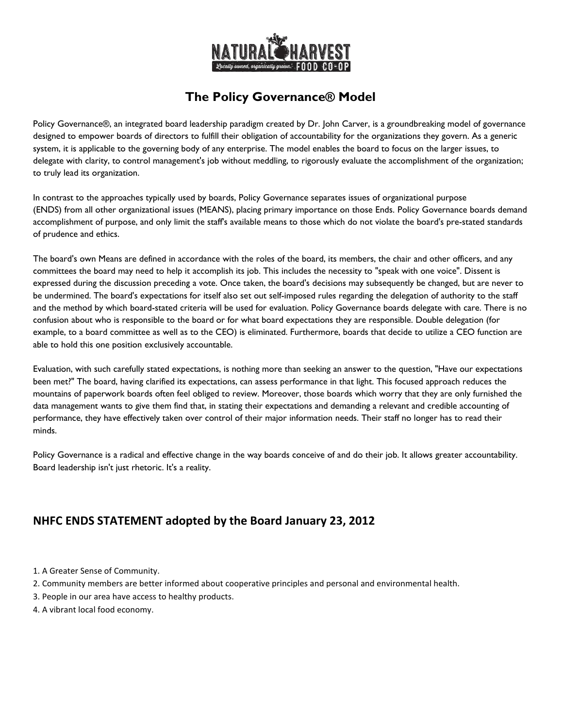# The Policy Governance® Model

Policy Governance®, an integrated board leadership paradigm created by Dr. John Carver, is a groundbreaking model of governance designed to empower boards of directors to fulfill their obligation of accountability for the organizations they govern. As a generic system, it is applicable to the governing body of any enterprise. The model enables the board to focus on the larger issues, to delegate with clarity, to control management's job without meddling, to rigorously evaluate the accomplishment of the organization; to truly lead its organization.

In contrast to the approaches typically used by boards, Policy Governance separates issues of organizational purpose (ENDS) from all other organizational issues (MEANS), placing primary importance on those Ends. Policy Governance boards demand accomplishment of purpose, and only limit the staff's available means to those which do not violate the board's pre-stated standards of prudence and ethics.

The board's own Means are defined in accordance with the roles of the board, its members, the chair and other officers, and any committees the board may need to help it accomplish its job. This includes the necessity to "speak with one voice". Dissent is expressed during the discussion preceding a vote. Once taken, the board's decisions may subsequently be changed, but are never to be undermined. The board's expectations for itself also set out self-imposed rules regarding the delegation of authority to the staff and the method by which board-stated criteria will be used for evaluation. Policy Governance boards delegate with care. There is no confusion about who is responsible to the board or for what board expectations they are responsible. Double delegation (for example, to a board committee as well as to the CEO) is eliminated. Furthermore, boards that decide to utilize a CEO function are able to hold this one position exclusively accountable.

Evaluation, with such carefully stated expectations, is nothing more than seeking an answer to the question, "Have our expectations been met?" The board, having clarified its expectations, can assess performance in that light. This focused approach reduces the mountains of paperwork boards often feel obliged to review. Moreover, those boards which worry that they are only furnished the data management wants to give them find that, in stating their expectations and demanding a relevant and credible accounting of performance, they have effectively taken over control of their major information needs. Their staff no longer has to read their minds.

Policy Governance is a radical and effective change in the way boards conceive of and do their job. It allows greater accountability. Board leadership isn't just rhetoric. It's a reality.

## NHFC ENDS STATEMENT adopted by the Board January 23, 2012

1. A Greater Sense of Community.
2. Community members are better informed about cooperative principles and personal and environmental health.
3. People in our area have access to healthy products.
4. A vibrant local food economy.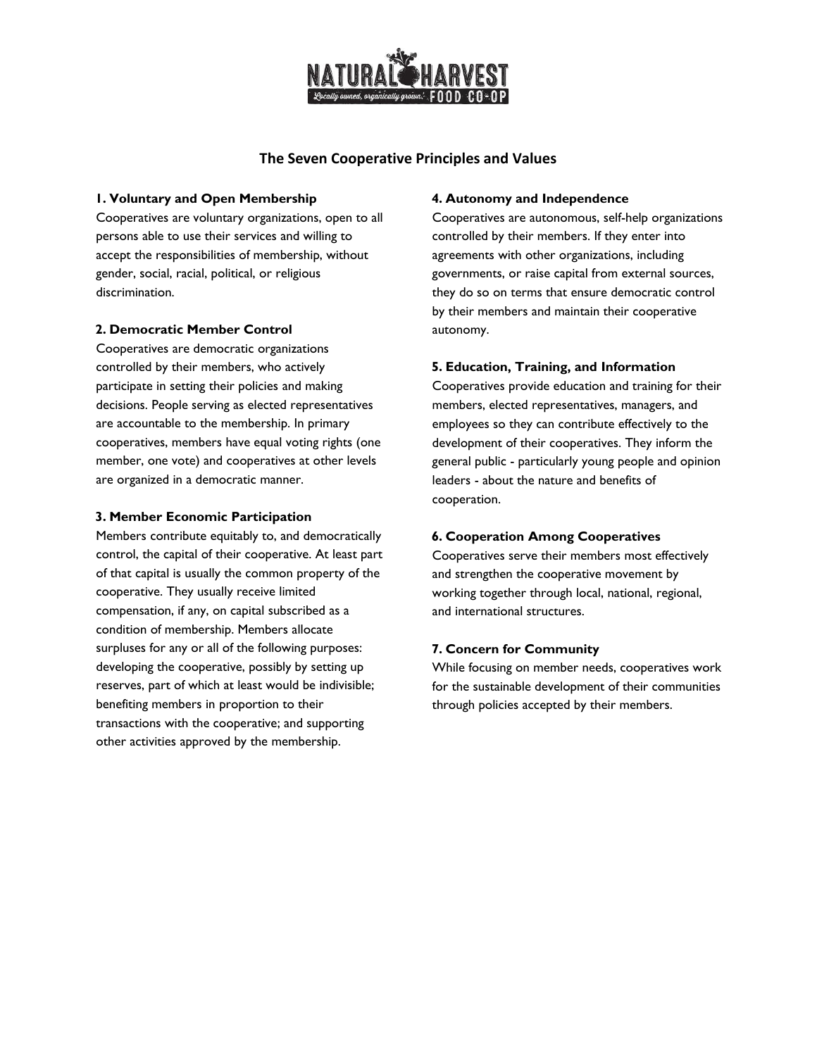# The Seven Cooperative Principles and Values

### 1. Voluntary and Open Membership

Cooperatives are voluntary organizations, open to all persons able to use their services and willing to accept the responsibilities of membership, without gender, social, racial, political, or religious discrimination.

### 2. Democratic Member Control

Cooperatives are democratic organizations controlled by their members, who actively participate in setting their policies and making decisions. People serving as elected representatives are accountable to the membership. In primary cooperatives, members have equal voting rights (one member, one vote) and cooperatives at other levels are organized in a democratic manner.

### 3. Member Economic Participation

Members contribute equitably to, and democratically control, the capital of their cooperative. At least part of that capital is usually the common property of the cooperative. They usually receive limited compensation, if any, on capital subscribed as a condition of membership. Members allocate surpluses for any or all of the following purposes: developing the cooperative, possibly by setting up reserves, part of which at least would be indivisible; benefiting members in proportion to their transactions with the cooperative; and supporting other activities approved by the membership.

### 4. Autonomy and Independence

Cooperatives are autonomous, self-help organizations controlled by their members. If they enter into agreements with other organizations, including governments, or raise capital from external sources, they do so on terms that ensure democratic control by their members and maintain their cooperative autonomy.

### 5. Education, Training, and Information

Cooperatives provide education and training for their members, elected representatives, managers, and employees so they can contribute effectively to the development of their cooperatives. They inform the general public - particularly young people and opinion leaders - about the nature and benefits of cooperation.

### 6. Cooperation Among Cooperatives

Cooperatives serve their members most effectively and strengthen the cooperative movement by working together through local, national, regional, and international structures.

### 7. Concern for Community

While focusing on member needs, cooperatives work for the sustainable development of their communities through policies accepted by their members.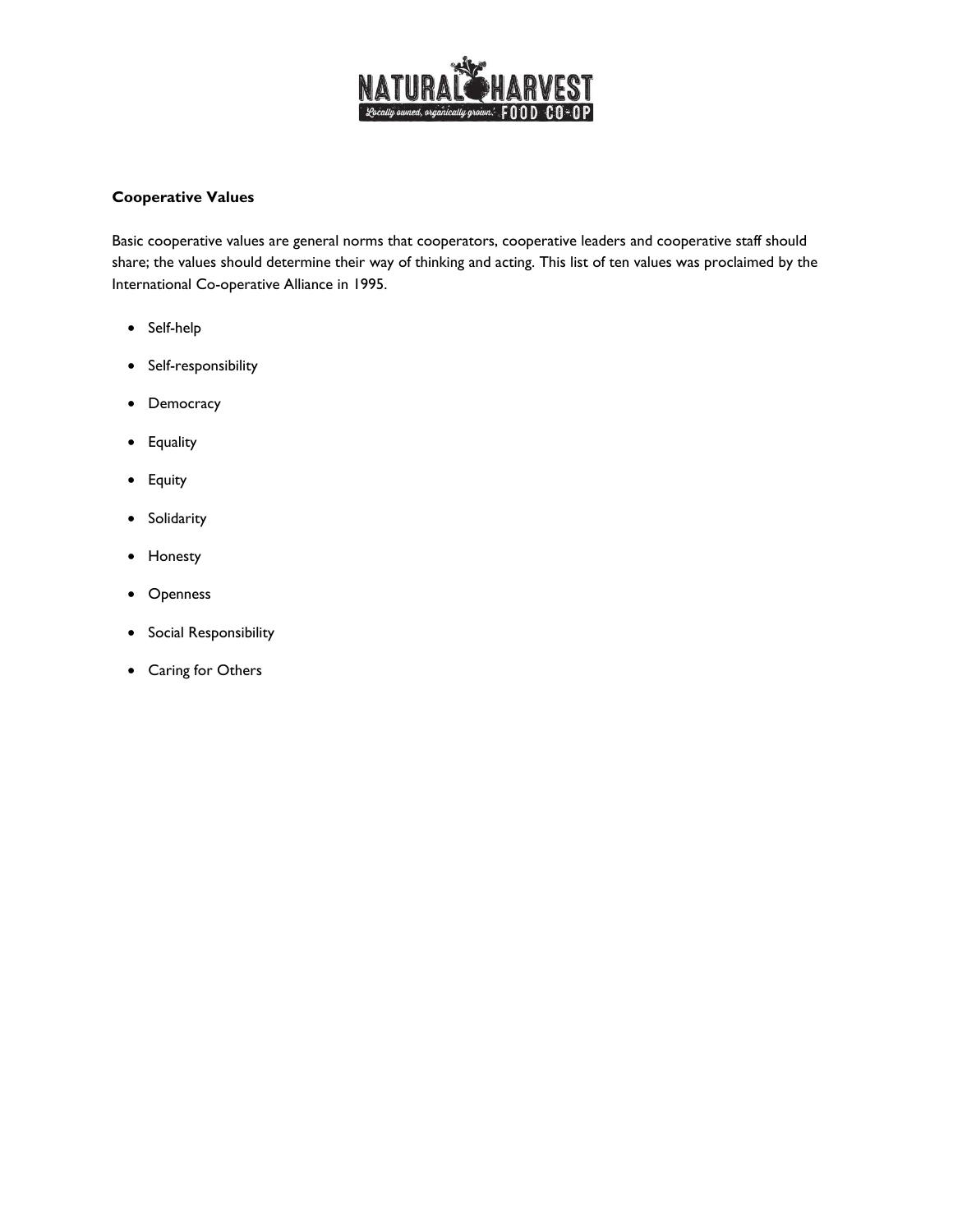**Cooperative Values**

Basic cooperative values are general norms that cooperators, cooperative leaders and cooperative staff should share; the values should determine their way of thinking and acting. This list of ten values was proclaimed by the International Co-operative Alliance in 1995.

- Self-help
- Self-responsibility
- Democracy
- Equality
- Equity
- Solidarity
- Honesty
- Openness
- Social Responsibility
- Caring for Others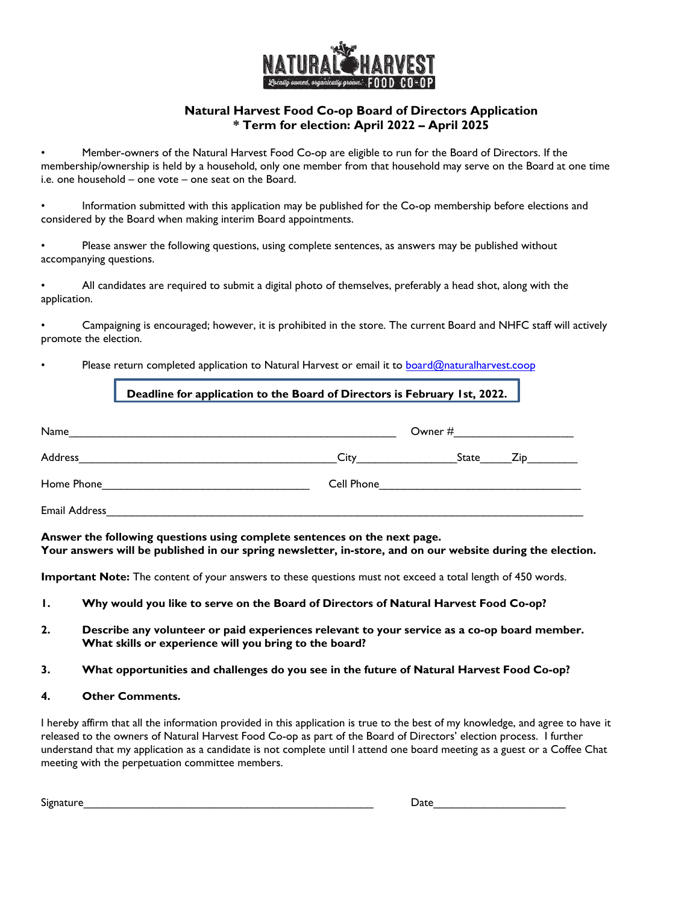NATURAL HARVEST

*Locally owned, organically grown.* FOOD CO-OP

## Natural Harvest Food Co-op Board of Directors Application
## * Term for election: April 2022 – April 2025

- Member-owners of the Natural Harvest Food Co-op are eligible to run for the Board of Directors. If the membership/ownership is held by a household, only one member from that household may serve on the Board at one time i.e. one household – one vote – one seat on the Board.

- Information submitted with this application may be published for the Co-op membership before elections and considered by the Board when making interim Board appointments.

- Please answer the following questions, using complete sentences, as answers may be published without accompanying questions.

- All candidates are required to submit a digital photo of themselves, preferably a head shot, along with the application.

- Campaigning is encouraged; however, it is prohibited in the store. The current Board and NHFC staff will actively promote the election.

- Please return completed application to Natural Harvest or email it to board@naturalharvest.coop

**Deadline for application to the Board of Directors is February 1st, 2022.**

Name_______________________________________________ Owner #____________________

Address________________________________________ City________________ State_____ Zip________

Home Phone__________________________________ Cell Phone__________________________________

Email Address__________________________________________________________________________

**Answer the following questions using complete sentences on the next page.**
**Your answers will be published in our spring newsletter, in-store, and on our website during the election.**

**Important Note:** The content of your answers to these questions must not exceed a total length of 450 words.

1. **Why would you like to serve on the Board of Directors of Natural Harvest Food Co-op?**

2. **Describe any volunteer or paid experiences relevant to your service as a co-op board member. What skills or experience will you bring to the board?**

3. **What opportunities and challenges do you see in the future of Natural Harvest Food Co-op?**

4. **Other Comments.**

I hereby affirm that all the information provided in this application is true to the best of my knowledge, and agree to have it released to the owners of Natural Harvest Food Co-op as part of the Board of Directors' election process. I further understand that my application as a candidate is not complete until I attend one board meeting as a guest or a Coffee Chat meeting with the perpetuation committee members.

Signature_______________________________________________ Date______________________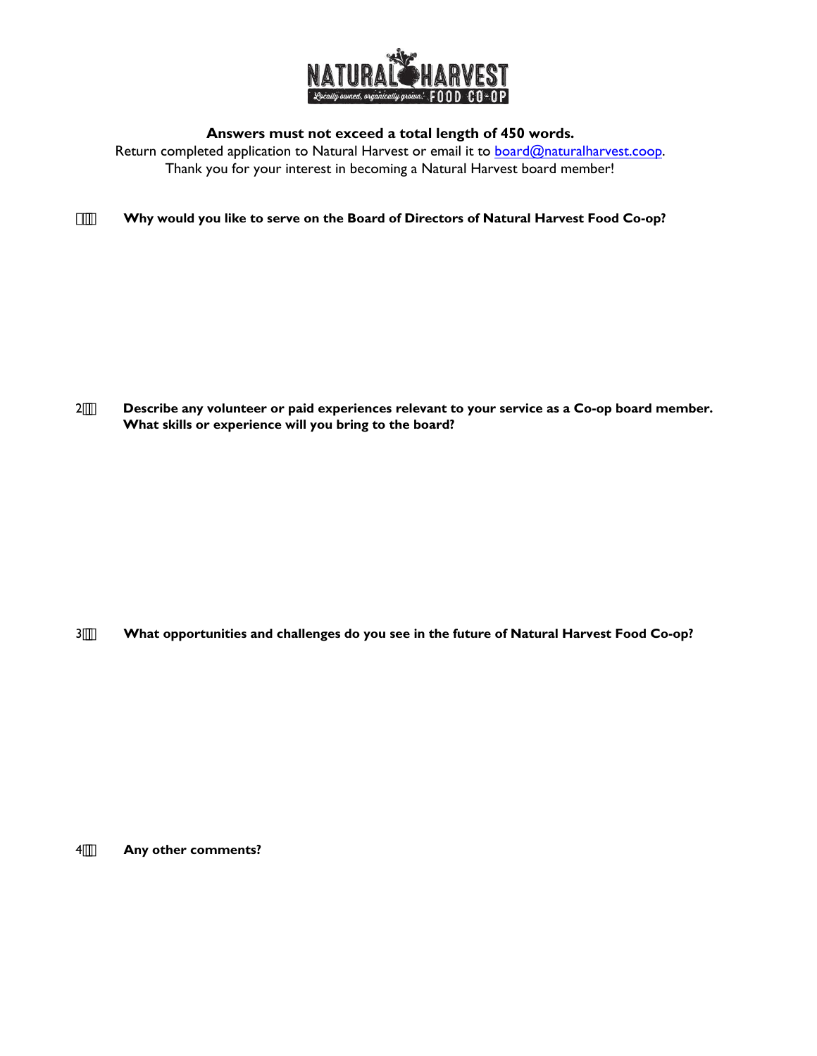NATURAL HARVEST

Locally owned, organically grown. FOOD CO-OP

**Answers must not exceed a total length of 450 words.**

Return completed application to Natural Harvest or email it to board@naturalharvest.coop.

Thank you for your interest in becoming a Natural Harvest board member!

1. **Why would you like to serve on the Board of Directors of Natural Harvest Food Co-op?**

2. **Describe any volunteer or paid experiences relevant to your service as a Co-op board member. What skills or experience will you bring to the board?**

3. **What opportunities and challenges do you see in the future of Natural Harvest Food Co-op?**

4. **Any other comments?**